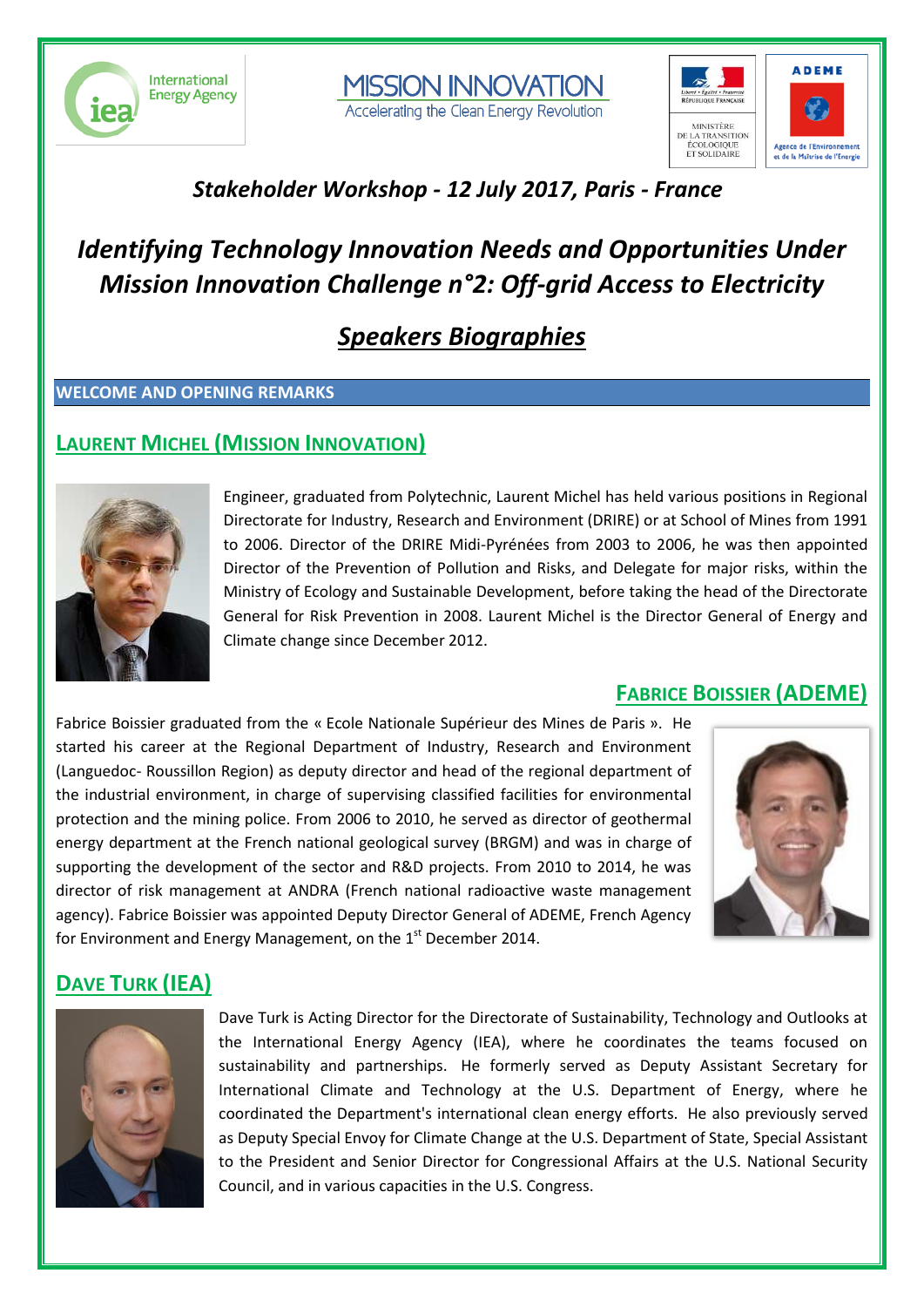*Stakeholder Workshop - 12 July 2017, Paris - France*

# *Identifying Technology Innovation Needs and Opportunities Under Mission Innovation Challenge n°2: Off-grid Access to Electricity*

## ***Speakers Biographies***

**WELCOME AND OPENING REMARKS**

### LAURENT MICHEL (MISSION INNOVATION)

Engineer, graduated from Polytechnic, Laurent Michel has held various positions in Regional Directorate for Industry, Research and Environment (DRIRE) or at School of Mines from 1991 to 2006. Director of the DRIRE Midi-Pyrénées from 2003 to 2006, he was then appointed Director of the Prevention of Pollution and Risks, and Delegate for major risks, within the Ministry of Ecology and Sustainable Development, before taking the head of the Directorate General for Risk Prevention in 2008. Laurent Michel is the Director General of Energy and Climate change since December 2012.

### FABRICE BOISSIER (ADEME)

Fabrice Boissier graduated from the « Ecole Nationale Supérieur des Mines de Paris ». He started his career at the Regional Department of Industry, Research and Environment (Languedoc- Roussillon Region) as deputy director and head of the regional department of the industrial environment, in charge of supervising classified facilities for environmental protection and the mining police. From 2006 to 2010, he served as director of geothermal energy department at the French national geological survey (BRGM) and was in charge of supporting the development of the sector and R&D projects. From 2010 to 2014, he was director of risk management at ANDRA (French national radioactive waste management agency). Fabrice Boissier was appointed Deputy Director General of ADEME, French Agency for Environment and Energy Management, on the 1st December 2014.

### DAVE TURK (IEA)

Dave Turk is Acting Director for the Directorate of Sustainability, Technology and Outlooks at the International Energy Agency (IEA), where he coordinates the teams focused on sustainability and partnerships. He formerly served as Deputy Assistant Secretary for International Climate and Technology at the U.S. Department of Energy, where he coordinated the Department's international clean energy efforts. He also previously served as Deputy Special Envoy for Climate Change at the U.S. Department of State, Special Assistant to the President and Senior Director for Congressional Affairs at the U.S. National Security Council, and in various capacities in the U.S. Congress.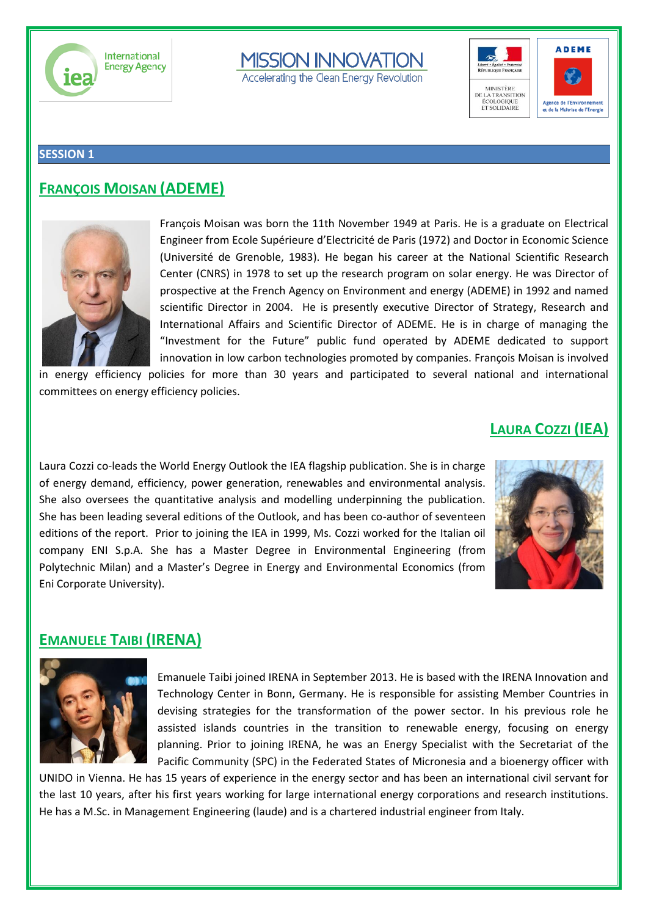## SESSION 1

### FRANÇOIS MOISAN (ADEME)

François Moisan was born the 11th November 1949 at Paris. He is a graduate on Electrical Engineer from Ecole Supérieure d'Electricité de Paris (1972) and Doctor in Economic Science (Université de Grenoble, 1983). He began his career at the National Scientific Research Center (CNRS) in 1978 to set up the research program on solar energy. He was Director of prospective at the French Agency on Environment and energy (ADEME) in 1992 and named scientific Director in 2004. He is presently executive Director of Strategy, Research and International Affairs and Scientific Director of ADEME. He is in charge of managing the "Investment for the Future" public fund operated by ADEME dedicated to support innovation in low carbon technologies promoted by companies. François Moisan is involved in energy efficiency policies for more than 30 years and participated to several national and international committees on energy efficiency policies.

### LAURA COZZI (IEA)

Laura Cozzi co-leads the World Energy Outlook the IEA flagship publication. She is in charge of energy demand, efficiency, power generation, renewables and environmental analysis. She also oversees the quantitative analysis and modelling underpinning the publication. She has been leading several editions of the Outlook, and has been co-author of seventeen editions of the report. Prior to joining the IEA in 1999, Ms. Cozzi worked for the Italian oil company ENI S.p.A. She has a Master Degree in Environmental Engineering (from Polytechnic Milan) and a Master's Degree in Energy and Environmental Economics (from Eni Corporate University).

### EMANUELE TAIBI (IRENA)

Emanuele Taibi joined IRENA in September 2013. He is based with the IRENA Innovation and Technology Center in Bonn, Germany. He is responsible for assisting Member Countries in devising strategies for the transformation of the power sector. In his previous role he assisted islands countries in the transition to renewable energy, focusing on energy planning. Prior to joining IRENA, he was an Energy Specialist with the Secretariat of the Pacific Community (SPC) in the Federated States of Micronesia and a bioenergy officer with UNIDO in Vienna. He has 15 years of experience in the energy sector and has been an international civil servant for the last 10 years, after his first years working for large international energy corporations and research institutions. He has a M.Sc. in Management Engineering (laude) and is a chartered industrial engineer from Italy.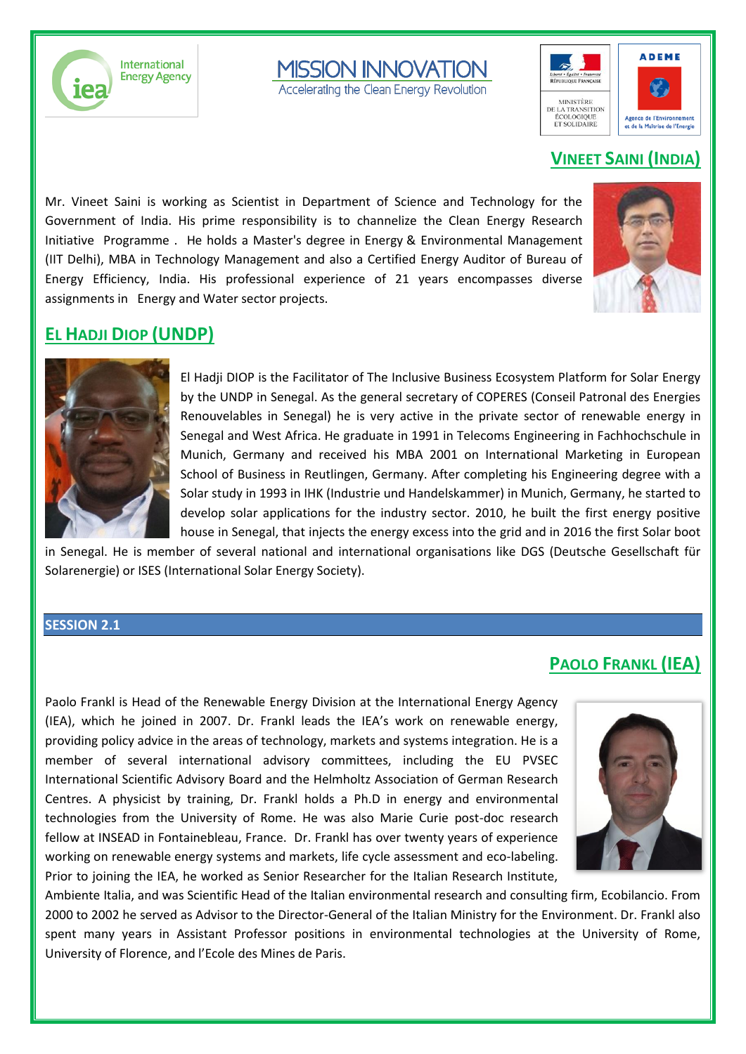## Vineet Saini (India)

Mr. Vineet Saini is working as Scientist in Department of Science and Technology for the Government of India. His prime responsibility is to channelize the Clean Energy Research Initiative Programme . He holds a Master's degree in Energy & Environmental Management (IIT Delhi), MBA in Technology Management and also a Certified Energy Auditor of Bureau of Energy Efficiency, India. His professional experience of 21 years encompasses diverse assignments in Energy and Water sector projects.

## El Hadji Diop (UNDP)

El Hadji DIOP is the Facilitator of The Inclusive Business Ecosystem Platform for Solar Energy by the UNDP in Senegal. As the general secretary of COPERES (Conseil Patronal des Energies Renouvelables in Senegal) he is very active in the private sector of renewable energy in Senegal and West Africa. He graduate in 1991 in Telecoms Engineering in Fachhochschule in Munich, Germany and received his MBA 2001 on International Marketing in European School of Business in Reutlingen, Germany. After completing his Engineering degree with a Solar study in 1993 in IHK (Industrie und Handelskammer) in Munich, Germany, he started to develop solar applications for the industry sector. 2010, he built the first energy positive house in Senegal, that injects the energy excess into the grid and in 2016 the first Solar boot in Senegal. He is member of several national and international organisations like DGS (Deutsche Gesellschaft für Solarenergie) or ISES (International Solar Energy Society).

# SESSION 2.1

## Paolo Frankl (IEA)

Paolo Frankl is Head of the Renewable Energy Division at the International Energy Agency (IEA), which he joined in 2007. Dr. Frankl leads the IEA's work on renewable energy, providing policy advice in the areas of technology, markets and systems integration. He is a member of several international advisory committees, including the EU PVSEC International Scientific Advisory Board and the Helmholtz Association of German Research Centres. A physicist by training, Dr. Frankl holds a Ph.D in energy and environmental technologies from the University of Rome. He was also Marie Curie post-doc research fellow at INSEAD in Fontainebleau, France. Dr. Frankl has over twenty years of experience working on renewable energy systems and markets, life cycle assessment and eco-labeling. Prior to joining the IEA, he worked as Senior Researcher for the Italian Research Institute, Ambiente Italia, and was Scientific Head of the Italian environmental research and consulting firm, Ecobilancio. From 2000 to 2002 he served as Advisor to the Director-General of the Italian Ministry for the Environment. Dr. Frankl also spent many years in Assistant Professor positions in environmental technologies at the University of Rome, University of Florence, and l'Ecole des Mines de Paris.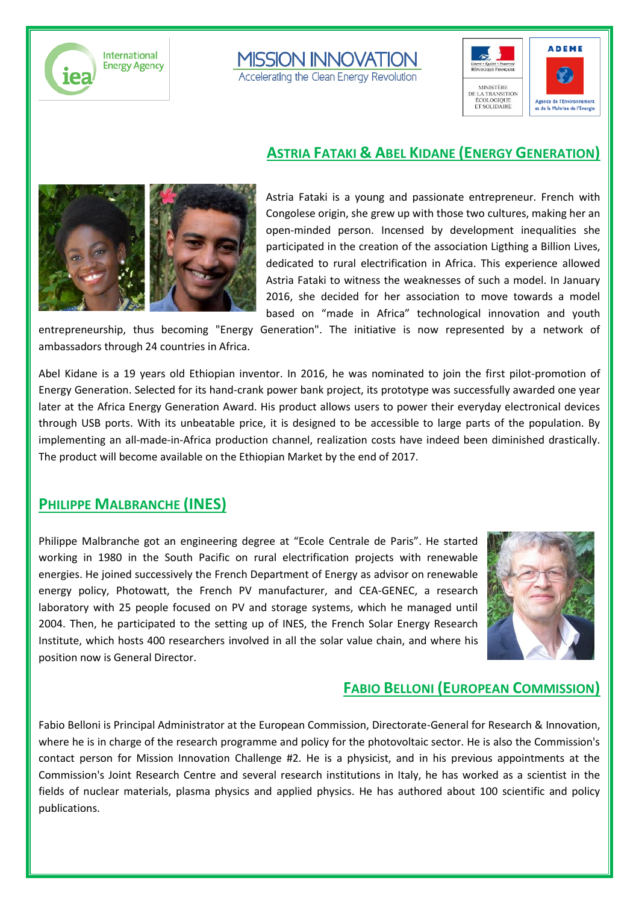## ASTRIA FATAKI & ABEL KIDANE (ENERGY GENERATION)

Astria Fataki is a young and passionate entrepreneur. French with Congolese origin, she grew up with those two cultures, making her an open-minded person. Incensed by development inequalities she participated in the creation of the association Ligthing a Billion Lives, dedicated to rural electrification in Africa. This experience allowed Astria Fataki to witness the weaknesses of such a model. In January 2016, she decided for her association to move towards a model based on "made in Africa" technological innovation and youth entrepreneurship, thus becoming "Energy Generation". The initiative is now represented by a network of ambassadors through 24 countries in Africa.

Abel Kidane is a 19 years old Ethiopian inventor. In 2016, he was nominated to join the first pilot-promotion of Energy Generation. Selected for its hand-crank power bank project, its prototype was successfully awarded one year later at the Africa Energy Generation Award. His product allows users to power their everyday electronical devices through USB ports. With its unbeatable price, it is designed to be accessible to large parts of the population. By implementing an all-made-in-Africa production channel, realization costs have indeed been diminished drastically. The product will become available on the Ethiopian Market by the end of 2017.

## PHILIPPE MALBRANCHE (INES)

Philippe Malbranche got an engineering degree at "Ecole Centrale de Paris". He started working in 1980 in the South Pacific on rural electrification projects with renewable energies. He joined successively the French Department of Energy as advisor on renewable energy policy, Photowatt, the French PV manufacturer, and CEA-GENEC, a research laboratory with 25 people focused on PV and storage systems, which he managed until 2004. Then, he participated to the setting up of INES, the French Solar Energy Research Institute, which hosts 400 researchers involved in all the solar value chain, and where his position now is General Director.

## FABIO BELLONI (EUROPEAN COMMISSION)

Fabio Belloni is Principal Administrator at the European Commission, Directorate-General for Research & Innovation, where he is in charge of the research programme and policy for the photovoltaic sector. He is also the Commission's contact person for Mission Innovation Challenge #2. He is a physicist, and in his previous appointments at the Commission's Joint Research Centre and several research institutions in Italy, he has worked as a scientist in the fields of nuclear materials, plasma physics and applied physics. He has authored about 100 scientific and policy publications.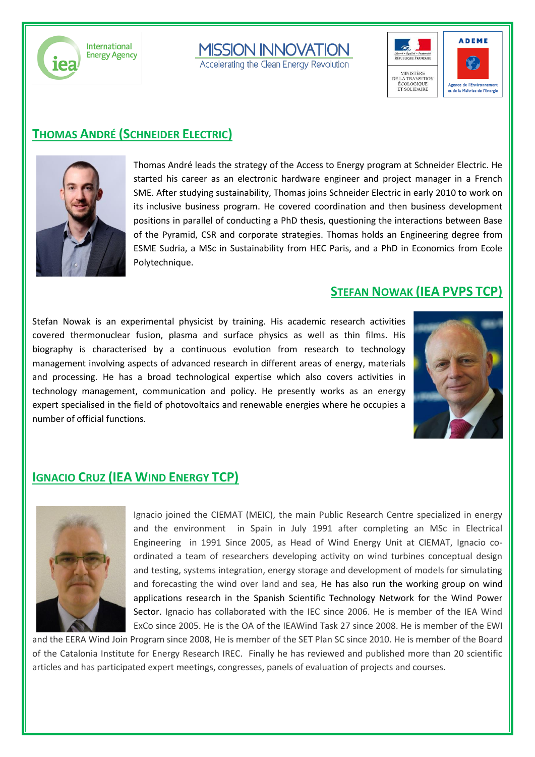## THOMAS ANDRÉ (SCHNEIDER ELECTRIC)

Thomas André leads the strategy of the Access to Energy program at Schneider Electric. He started his career as an electronic hardware engineer and project manager in a French SME. After studying sustainability, Thomas joins Schneider Electric in early 2010 to work on its inclusive business program. He covered coordination and then business development positions in parallel of conducting a PhD thesis, questioning the interactions between Base of the Pyramid, CSR and corporate strategies. Thomas holds an Engineering degree from ESME Sudria, a MSc in Sustainability from HEC Paris, and a PhD in Economics from Ecole Polytechnique.

## STEFAN NOWAK (IEA PVPS TCP)

Stefan Nowak is an experimental physicist by training. His academic research activities covered thermonuclear fusion, plasma and surface physics as well as thin films. His biography is characterised by a continuous evolution from research to technology management involving aspects of advanced research in different areas of energy, materials and processing. He has a broad technological expertise which also covers activities in technology management, communication and policy. He presently works as an energy expert specialised in the field of photovoltaics and renewable energies where he occupies a number of official functions.

## IGNACIO CRUZ (IEA WIND ENERGY TCP)

Ignacio joined the CIEMAT (MEIC), the main Public Research Centre specialized in energy and the environment in Spain in July 1991 after completing an MSc in Electrical Engineering in 1991 Since 2005, as Head of Wind Energy Unit at CIEMAT, Ignacio co-ordinated a team of researchers developing activity on wind turbines conceptual design and testing, systems integration, energy storage and development of models for simulating and forecasting the wind over land and sea, He has also run the working group on wind applications research in the Spanish Scientific Technology Network for the Wind Power Sector. Ignacio has collaborated with the IEC since 2006. He is member of the IEA Wind ExCo since 2005. He is the OA of the IEAWind Task 27 since 2008. He is member of the EWI and the EERA Wind Join Program since 2008, He is member of the SET Plan SC since 2010. He is member of the Board of the Catalonia Institute for Energy Research IREC. Finally he has reviewed and published more than 20 scientific articles and has participated expert meetings, congresses, panels of evaluation of projects and courses.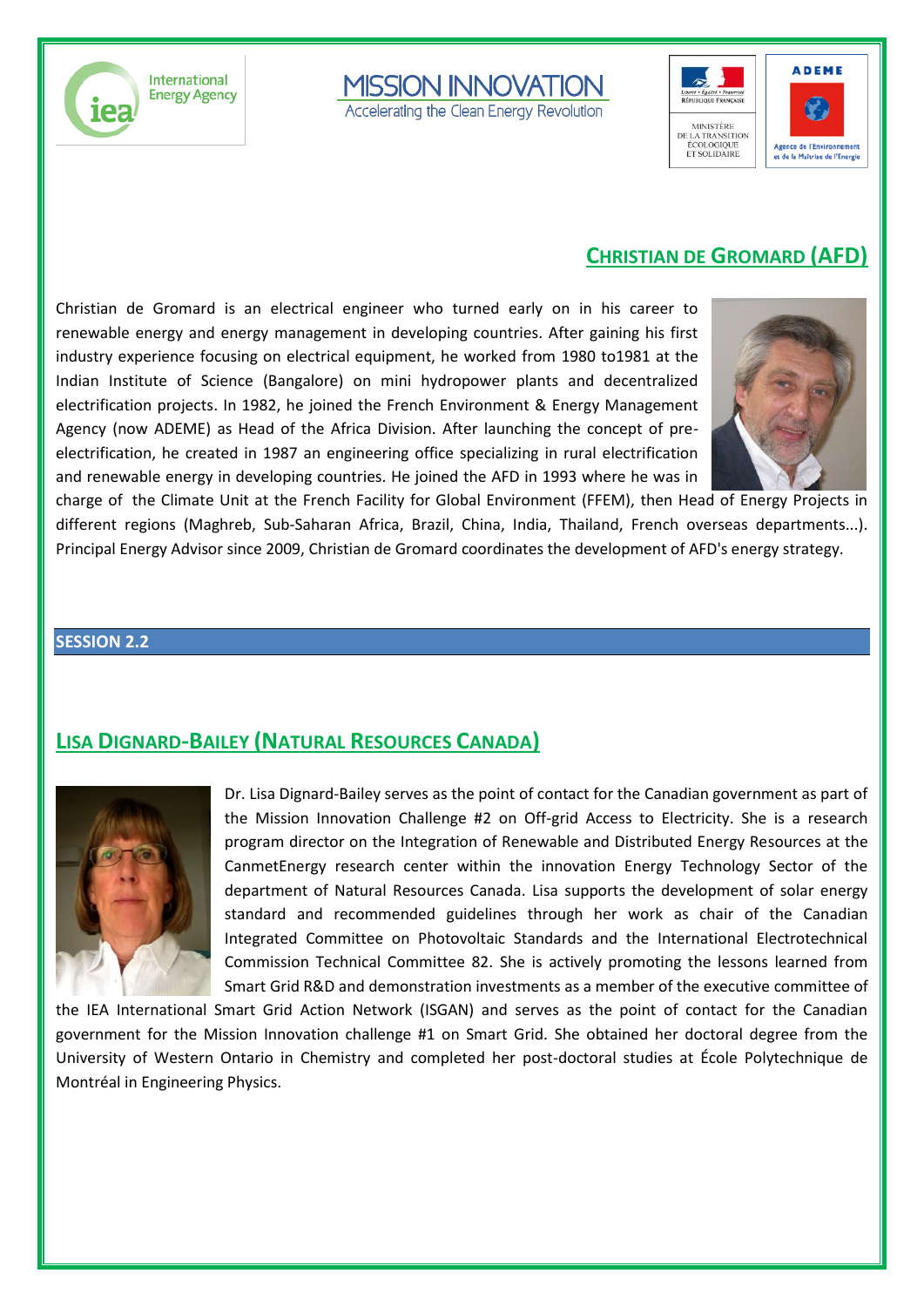## CHRISTIAN DE GROMARD (AFD)

Christian de Gromard is an electrical engineer who turned early on in his career to renewable energy and energy management in developing countries. After gaining his first industry experience focusing on electrical equipment, he worked from 1980 to1981 at the Indian Institute of Science (Bangalore) on mini hydropower plants and decentralized electrification projects. In 1982, he joined the French Environment & Energy Management Agency (now ADEME) as Head of the Africa Division. After launching the concept of pre-electrification, he created in 1987 an engineering office specializing in rural electrification and renewable energy in developing countries. He joined the AFD in 1993 where he was in charge of the Climate Unit at the French Facility for Global Environment (FFEM), then Head of Energy Projects in different regions (Maghreb, Sub-Saharan Africa, Brazil, China, India, Thailand, French overseas departments...). Principal Energy Advisor since 2009, Christian de Gromard coordinates the development of AFD's energy strategy.

**SESSION 2.2**

## LISA DIGNARD-BAILEY (NATURAL RESOURCES CANADA)

Dr. Lisa Dignard-Bailey serves as the point of contact for the Canadian government as part of the Mission Innovation Challenge #2 on Off-grid Access to Electricity. She is a research program director on the Integration of Renewable and Distributed Energy Resources at the CanmetEnergy research center within the innovation Energy Technology Sector of the department of Natural Resources Canada. Lisa supports the development of solar energy standard and recommended guidelines through her work as chair of the Canadian Integrated Committee on Photovoltaic Standards and the International Electrotechnical Commission Technical Committee 82. She is actively promoting the lessons learned from Smart Grid R&D and demonstration investments as a member of the executive committee of the IEA International Smart Grid Action Network (ISGAN) and serves as the point of contact for the Canadian government for the Mission Innovation challenge #1 on Smart Grid. She obtained her doctoral degree from the University of Western Ontario in Chemistry and completed her post-doctoral studies at École Polytechnique de Montréal in Engineering Physics.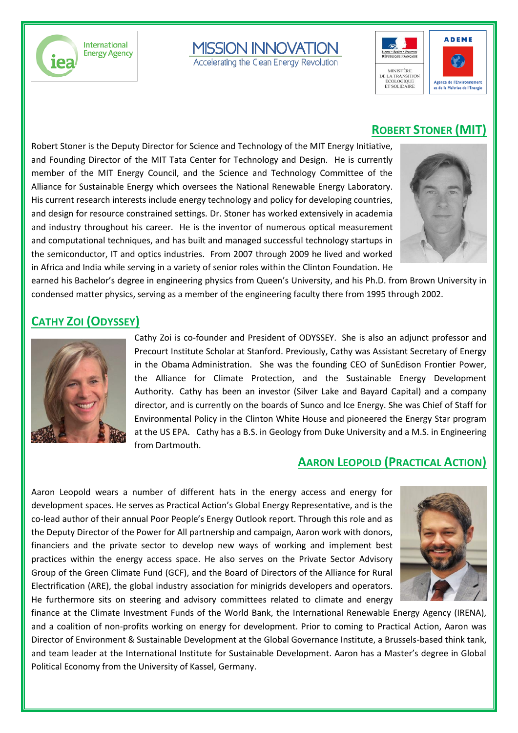## Robert Stoner (MIT)

Robert Stoner is the Deputy Director for Science and Technology of the MIT Energy Initiative, and Founding Director of the MIT Tata Center for Technology and Design. He is currently member of the MIT Energy Council, and the Science and Technology Committee of the Alliance for Sustainable Energy which oversees the National Renewable Energy Laboratory. His current research interests include energy technology and policy for developing countries, and design for resource constrained settings. Dr. Stoner has worked extensively in academia and industry throughout his career. He is the inventor of numerous optical measurement and computational techniques, and has built and managed successful technology startups in the semiconductor, IT and optics industries. From 2007 through 2009 he lived and worked in Africa and India while serving in a variety of senior roles within the Clinton Foundation. He earned his Bachelor's degree in engineering physics from Queen's University, and his Ph.D. from Brown University in condensed matter physics, serving as a member of the engineering faculty there from 1995 through 2002.

## Cathy Zoi (Odyssey)

Cathy Zoi is co-founder and President of ODYSSEY. She is also an adjunct professor and Precourt Institute Scholar at Stanford. Previously, Cathy was Assistant Secretary of Energy in the Obama Administration. She was the founding CEO of SunEdison Frontier Power, the Alliance for Climate Protection, and the Sustainable Energy Development Authority. Cathy has been an investor (Silver Lake and Bayard Capital) and a company director, and is currently on the boards of Sunco and Ice Energy. She was Chief of Staff for Environmental Policy in the Clinton White House and pioneered the Energy Star program at the US EPA. Cathy has a B.S. in Geology from Duke University and a M.S. in Engineering from Dartmouth.

## Aaron Leopold (Practical Action)

Aaron Leopold wears a number of different hats in the energy access and energy for development spaces. He serves as Practical Action's Global Energy Representative, and is the co-lead author of their annual Poor People's Energy Outlook report. Through this role and as the Deputy Director of the Power for All partnership and campaign, Aaron work with donors, financiers and the private sector to develop new ways of working and implement best practices within the energy access space. He also serves on the Private Sector Advisory Group of the Green Climate Fund (GCF), and the Board of Directors of the Alliance for Rural Electrification (ARE), the global industry association for minigrids developers and operators. He furthermore sits on steering and advisory committees related to climate and energy finance at the Climate Investment Funds of the World Bank, the International Renewable Energy Agency (IRENA), and a coalition of non-profits working on energy for development. Prior to coming to Practical Action, Aaron was Director of Environment & Sustainable Development at the Global Governance Institute, a Brussels-based think tank, and team leader at the International Institute for Sustainable Development. Aaron has a Master's degree in Global Political Economy from the University of Kassel, Germany.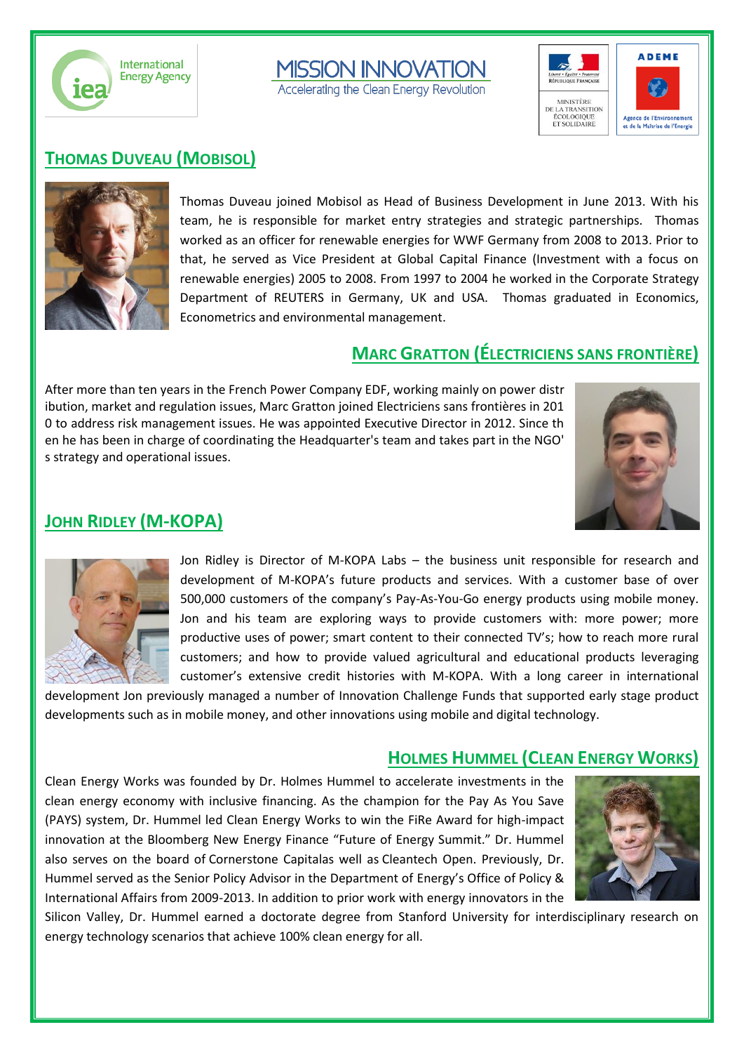## THOMAS DUVEAU (MOBISOL)

Thomas Duveau joined Mobisol as Head of Business Development in June 2013. With his team, he is responsible for market entry strategies and strategic partnerships. Thomas worked as an officer for renewable energies for WWF Germany from 2008 to 2013. Prior to that, he served as Vice President at Global Capital Finance (Investment with a focus on renewable energies) 2005 to 2008. From 1997 to 2004 he worked in the Corporate Strategy Department of REUTERS in Germany, UK and USA. Thomas graduated in Economics, Econometrics and environmental management.

## MARC GRATTON (ÉLECTRICIENS SANS FRONTIÈRE)

After more than ten years in the French Power Company EDF, working mainly on power distr ibution, market and regulation issues, Marc Gratton joined Electriciens sans frontières in 201 0 to address risk management issues. He was appointed Executive Director in 2012. Since th en he has been in charge of coordinating the Headquarter's team and takes part in the NGO' s strategy and operational issues.

## JOHN RIDLEY (M-KOPA)

Jon Ridley is Director of M-KOPA Labs – the business unit responsible for research and development of M-KOPA's future products and services. With a customer base of over 500,000 customers of the company's Pay-As-You-Go energy products using mobile money. Jon and his team are exploring ways to provide customers with: more power; more productive uses of power; smart content to their connected TV's; how to reach more rural customers; and how to provide valued agricultural and educational products leveraging customer's extensive credit histories with M-KOPA. With a long career in international development Jon previously managed a number of Innovation Challenge Funds that supported early stage product developments such as in mobile money, and other innovations using mobile and digital technology.

## HOLMES HUMMEL (CLEAN ENERGY WORKS)

Clean Energy Works was founded by Dr. Holmes Hummel to accelerate investments in the clean energy economy with inclusive financing. As the champion for the Pay As You Save (PAYS) system, Dr. Hummel led Clean Energy Works to win the FiRe Award for high-impact innovation at the Bloomberg New Energy Finance "Future of Energy Summit." Dr. Hummel also serves on the board of Cornerstone Capitalas well as Cleantech Open. Previously, Dr. Hummel served as the Senior Policy Advisor in the Department of Energy's Office of Policy & International Affairs from 2009-2013. In addition to prior work with energy innovators in the Silicon Valley, Dr. Hummel earned a doctorate degree from Stanford University for interdisciplinary research on energy technology scenarios that achieve 100% clean energy for all.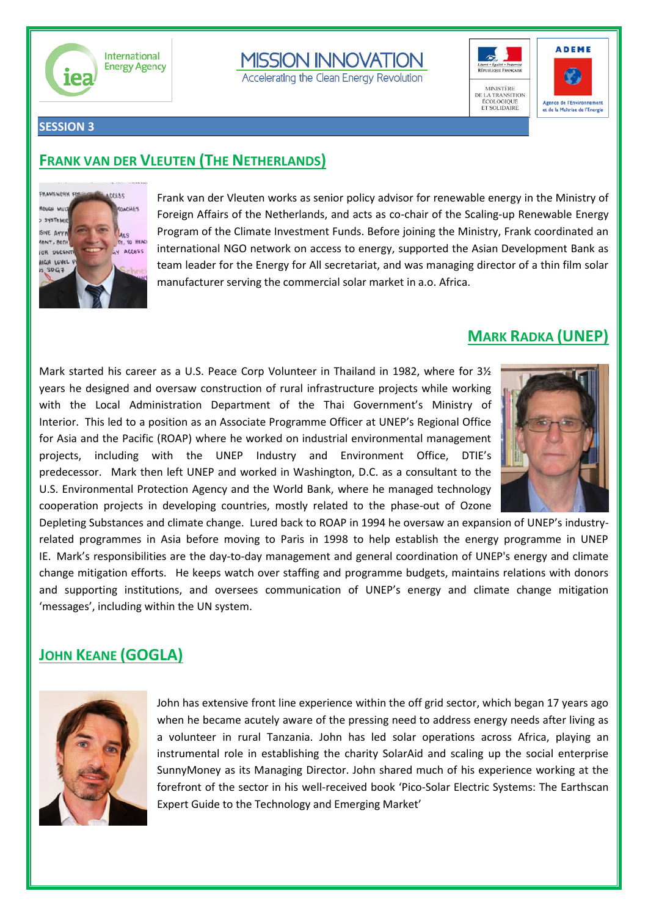**SESSION 3**

## FRANK VAN DER VLEUTEN (THE NETHERLANDS)

Frank van der Vleuten works as senior policy advisor for renewable energy in the Ministry of Foreign Affairs of the Netherlands, and acts as co-chair of the Scaling-up Renewable Energy Program of the Climate Investment Funds. Before joining the Ministry, Frank coordinated an international NGO network on access to energy, supported the Asian Development Bank as team leader for the Energy for All secretariat, and was managing director of a thin film solar manufacturer serving the commercial solar market in a.o. Africa.

## MARK RADKA (UNEP)

Mark started his career as a U.S. Peace Corp Volunteer in Thailand in 1982, where for 3½ years he designed and oversaw construction of rural infrastructure projects while working with the Local Administration Department of the Thai Government's Ministry of Interior. This led to a position as an Associate Programme Officer at UNEP's Regional Office for Asia and the Pacific (ROAP) where he worked on industrial environmental management projects, including with the UNEP Industry and Environment Office, DTIE's predecessor. Mark then left UNEP and worked in Washington, D.C. as a consultant to the U.S. Environmental Protection Agency and the World Bank, where he managed technology cooperation projects in developing countries, mostly related to the phase-out of Ozone Depleting Substances and climate change. Lured back to ROAP in 1994 he oversaw an expansion of UNEP's industry-related programmes in Asia before moving to Paris in 1998 to help establish the energy programme in UNEP IE. Mark's responsibilities are the day-to-day management and general coordination of UNEP's energy and climate change mitigation efforts. He keeps watch over staffing and programme budgets, maintains relations with donors and supporting institutions, and oversees communication of UNEP's energy and climate change mitigation 'messages', including within the UN system.

## JOHN KEANE (GOGLA)

John has extensive front line experience within the off grid sector, which began 17 years ago when he became acutely aware of the pressing need to address energy needs after living as a volunteer in rural Tanzania. John has led solar operations across Africa, playing an instrumental role in establishing the charity SolarAid and scaling up the social enterprise SunnyMoney as its Managing Director. John shared much of his experience working at the forefront of the sector in his well-received book 'Pico-Solar Electric Systems: The Earthscan Expert Guide to the Technology and Emerging Market'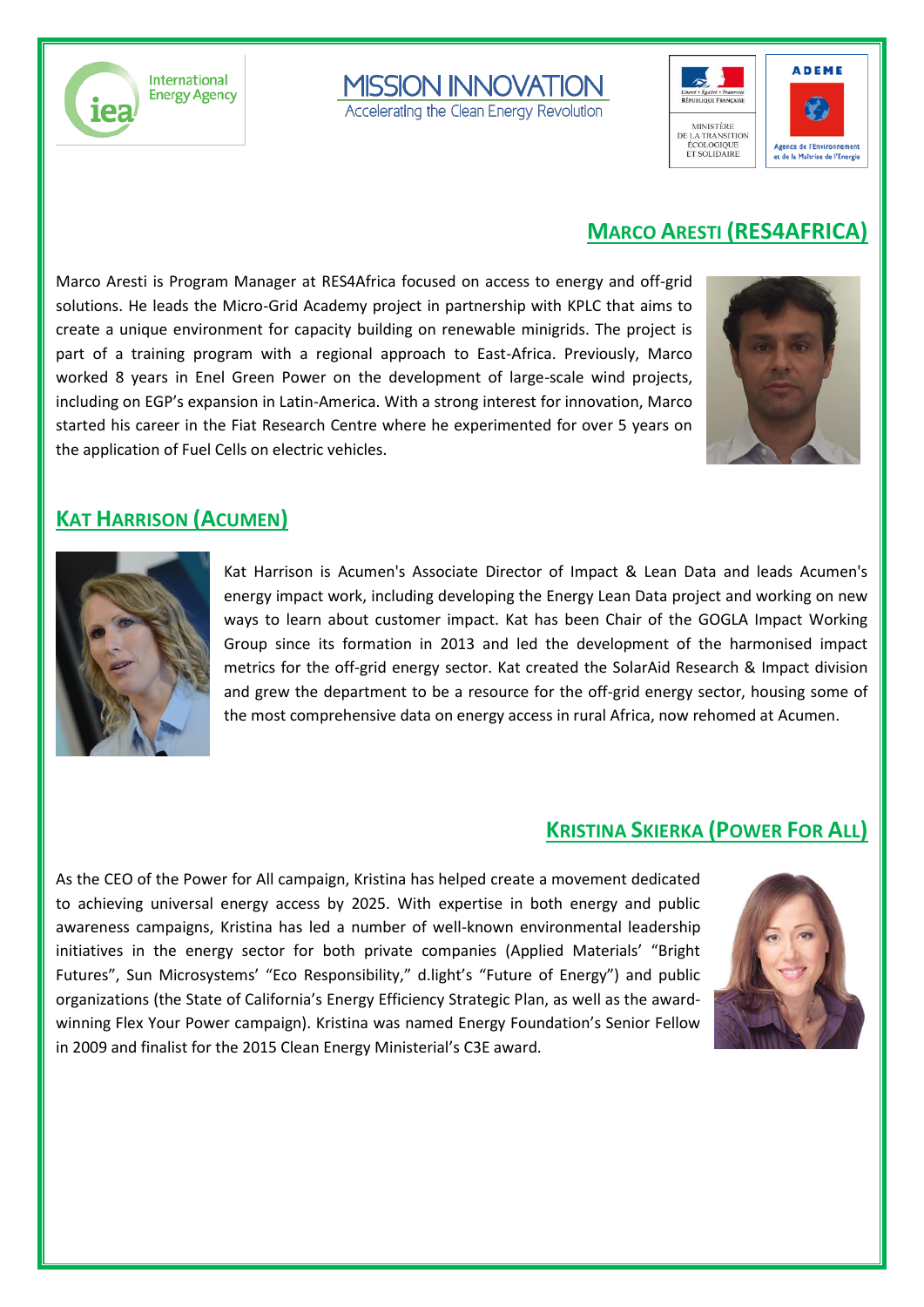## Marco Aresti (RES4Africa)

Marco Aresti is Program Manager at RES4Africa focused on access to energy and off-grid solutions. He leads the Micro-Grid Academy project in partnership with KPLC that aims to create a unique environment for capacity building on renewable minigrids. The project is part of a training program with a regional approach to East-Africa. Previously, Marco worked 8 years in Enel Green Power on the development of large-scale wind projects, including on EGP's expansion in Latin-America. With a strong interest for innovation, Marco started his career in the Fiat Research Centre where he experimented for over 5 years on the application of Fuel Cells on electric vehicles.

## Kat Harrison (Acumen)

Kat Harrison is Acumen's Associate Director of Impact & Lean Data and leads Acumen's energy impact work, including developing the Energy Lean Data project and working on new ways to learn about customer impact. Kat has been Chair of the GOGLA Impact Working Group since its formation in 2013 and led the development of the harmonised impact metrics for the off-grid energy sector. Kat created the SolarAid Research & Impact division and grew the department to be a resource for the off-grid energy sector, housing some of the most comprehensive data on energy access in rural Africa, now rehomed at Acumen.

## Kristina Skierka (Power For All)

As the CEO of the Power for All campaign, Kristina has helped create a movement dedicated to achieving universal energy access by 2025. With expertise in both energy and public awareness campaigns, Kristina has led a number of well-known environmental leadership initiatives in the energy sector for both private companies (Applied Materials' "Bright Futures", Sun Microsystems' "Eco Responsibility," d.light's "Future of Energy") and public organizations (the State of California's Energy Efficiency Strategic Plan, as well as the award-winning Flex Your Power campaign). Kristina was named Energy Foundation's Senior Fellow in 2009 and finalist for the 2015 Clean Energy Ministerial's C3E award.